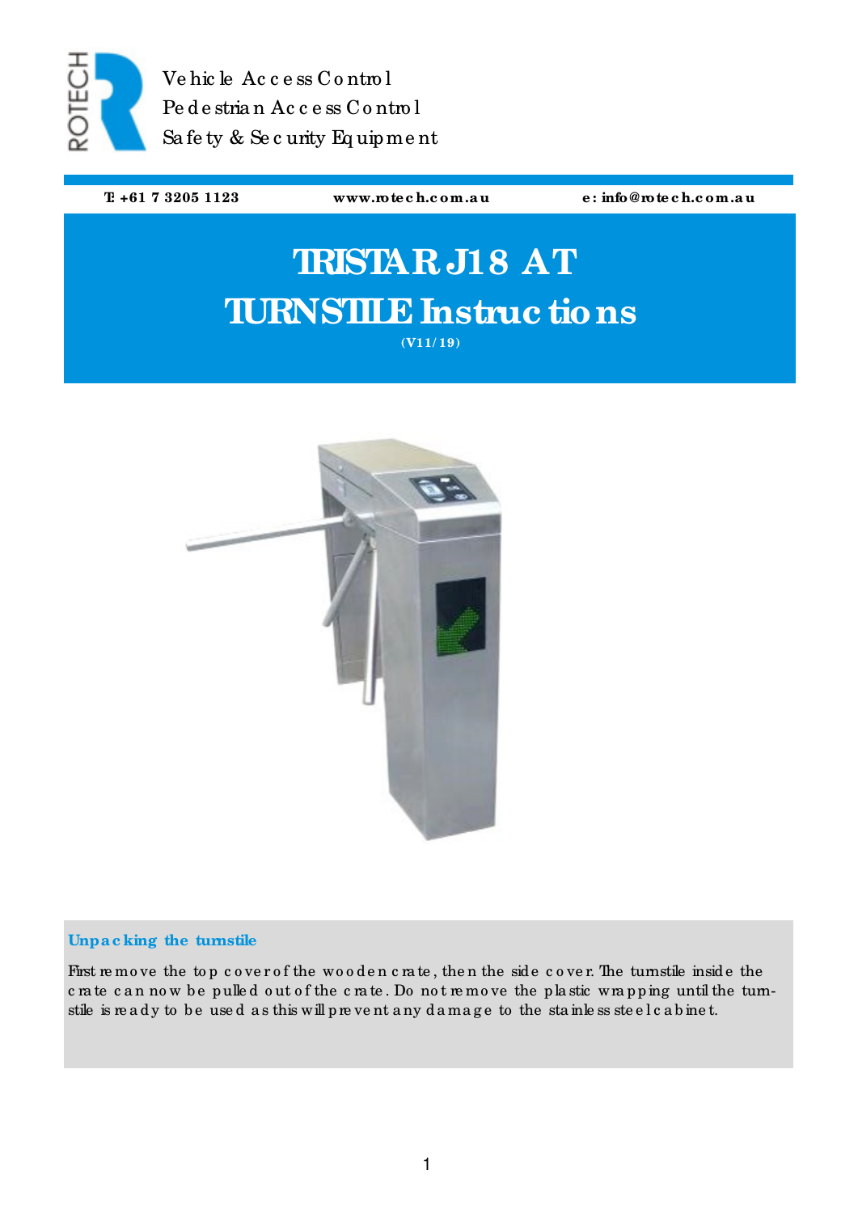ROTECH

Vehicle Access Control
Pedestrian Access Control
Safety & Security Equipment

T: +61 7 3205 1123 | www.rotech.com.au | e: info@rotech.com.au

# TRISTAR J18 AT TURNSTILE Instructions

(V11/19)

## Unpacking the turnstile

First remove the top cover of the wooden crate, then the side cover. The turnstile inside the crate can now be pulled out of the crate. Do not remove the plastic wrapping until the turnstile is ready to be used as this will prevent any damage to the stainless steel cabinet.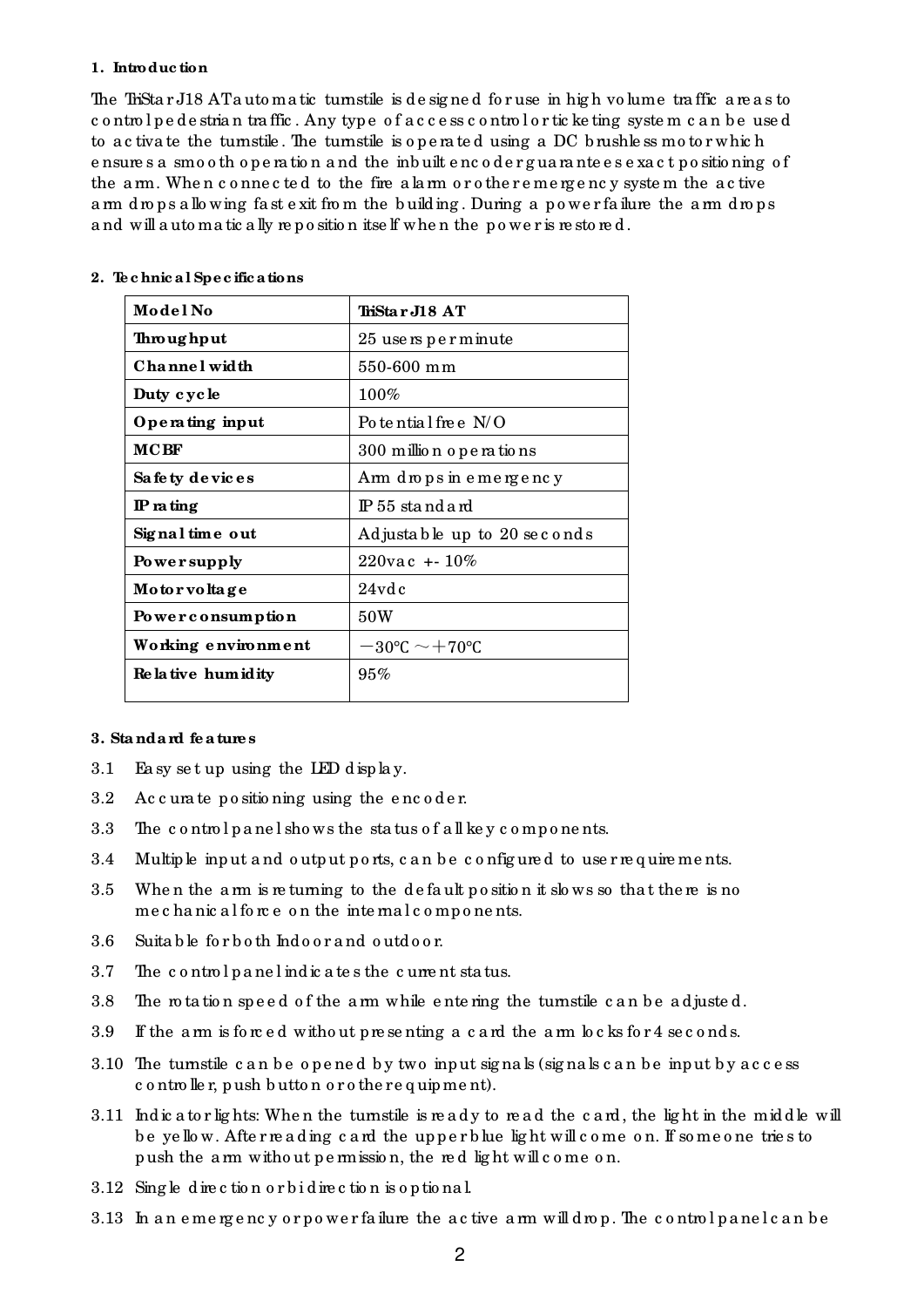**1. Introduction**

The TriStar J18 AT automatic turnstile is designed for use in high volume traffic areas to control pedestrian traffic. Any type of access control or ticketing system can be used to activate the turnstile. The turnstile is operated using a DC brushless motor which ensures a smooth operation and the inbuilt encoder guarantees exact positioning of the arm. When connected to the fire alarm or other emergency system the active arm drops allowing fast exit from the building. During a power failure the arm drops and will automatically reposition itself when the power is restored.

**2. Technical Specifications**

| Model No | TriStar J18 AT |
|---|---|
| Throughput | 25 users per minute |
| Channel width | 550-600 mm |
| Duty cycle | 100% |
| Operating input | Potential free N/O |
| MCBF | 300 million operations |
| Safety devices | Arm drops in emergency |
| IP rating | IP 55 standard |
| Signal time out | Adjustable up to 20 seconds |
| Power supply | 220vac +- 10% |
| Motor voltage | 24vdc |
| Power consumption | 50W |
| Working environment | −30℃ ～＋70℃ |
| Relative humidity | 95% |

**3. Standard features**

3.1 Easy set up using the LED display.

3.2 Accurate positioning using the encoder.

3.3 The control panel shows the status of all key components.

3.4 Multiple input and output ports, can be configured to user requirements.

3.5 When the arm is returning to the default position it slows so that there is no mechanical force on the internal components.

3.6 Suitable for both Indoor and outdoor.

3.7 The control panel indicates the current status.

3.8 The rotation speed of the arm while entering the turnstile can be adjusted.

3.9 If the arm is forced without presenting a card the arm locks for 4 seconds.

3.10 The turnstile can be opened by two input signals (signals can be input by access controller, push button or other equipment).

3.11 Indicator lights: When the turnstile is ready to read the card, the light in the middle will be yellow. After reading card the upper blue light will come on. If someone tries to push the arm without permission, the red light will come on.

3.12 Single direction or bidirection is optional.

3.13 In an emergency or power failure the active arm will drop. The control panel can be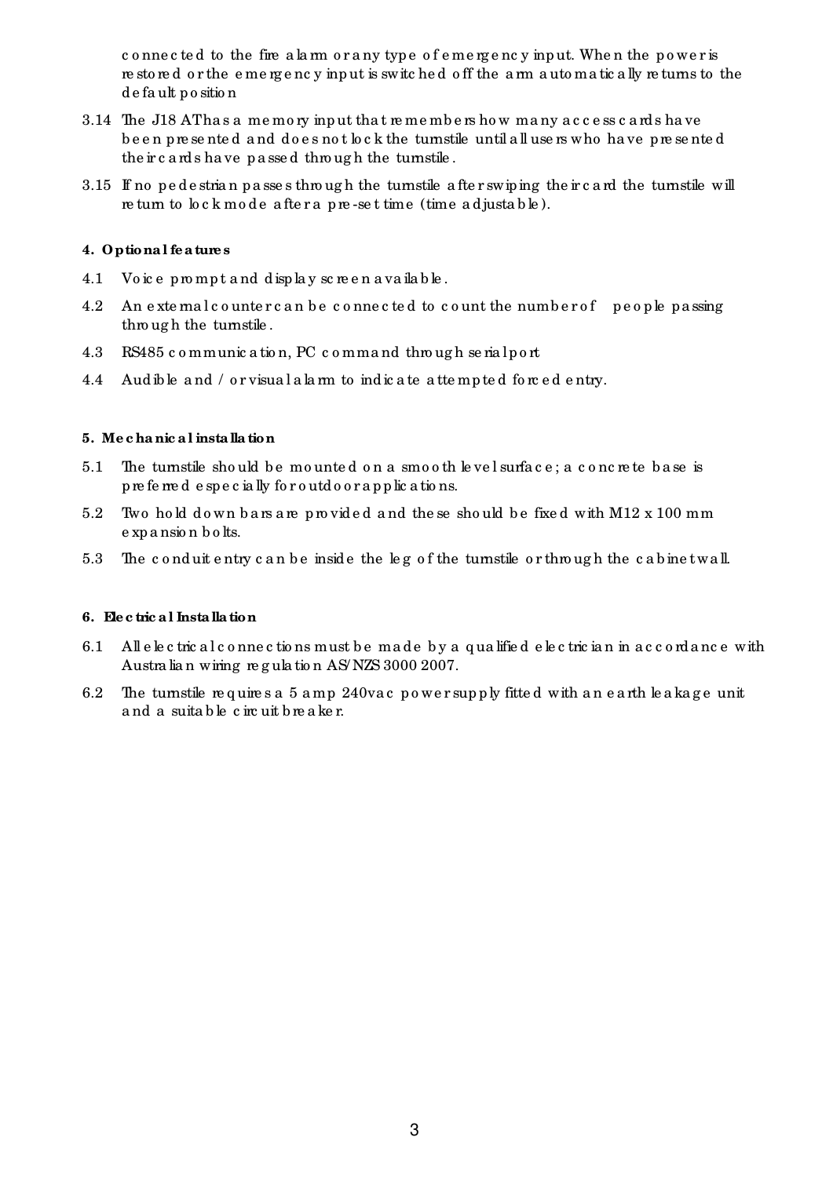connected to the fire alarm or any type of emergency input. When the power is restored or the emergency input is switched off the arm automatically returns to the default position

3.14 The J18 AT has a memory input that remembers how many access cards have been presented and does not lock the turnstile until all users who have presented their cards have passed through the turnstile.

3.15 If no pedestrian passes through the turnstile after swiping their card the turnstile will return to lock mode after a pre-set time (time adjustable).

**4. Optional features**

4.1 Voice prompt and display screen available.

4.2 An external counter can be connected to count the number of people passing through the turnstile.

4.3 RS485 communication, PC command through serial port

4.4 Audible and / or visual alarm to indicate attempted forced entry.

**5. Mechanical installation**

5.1 The turnstile should be mounted on a smooth level surface; a concrete base is preferred especially for outdoor applications.

5.2 Two hold down bars are provided and these should be fixed with M12 x 100 mm expansion bolts.

5.3 The conduit entry can be inside the leg of the turnstile or through the cabinet wall.

**6. Electrical Installation**

6.1 All electrical connections must be made by a qualified electrician in accordance with Australian wiring regulation AS/NZS 3000 2007.

6.2 The turnstile requires a 5 amp 240vac power supply fitted with an earth leakage unit and a suitable circuit breaker.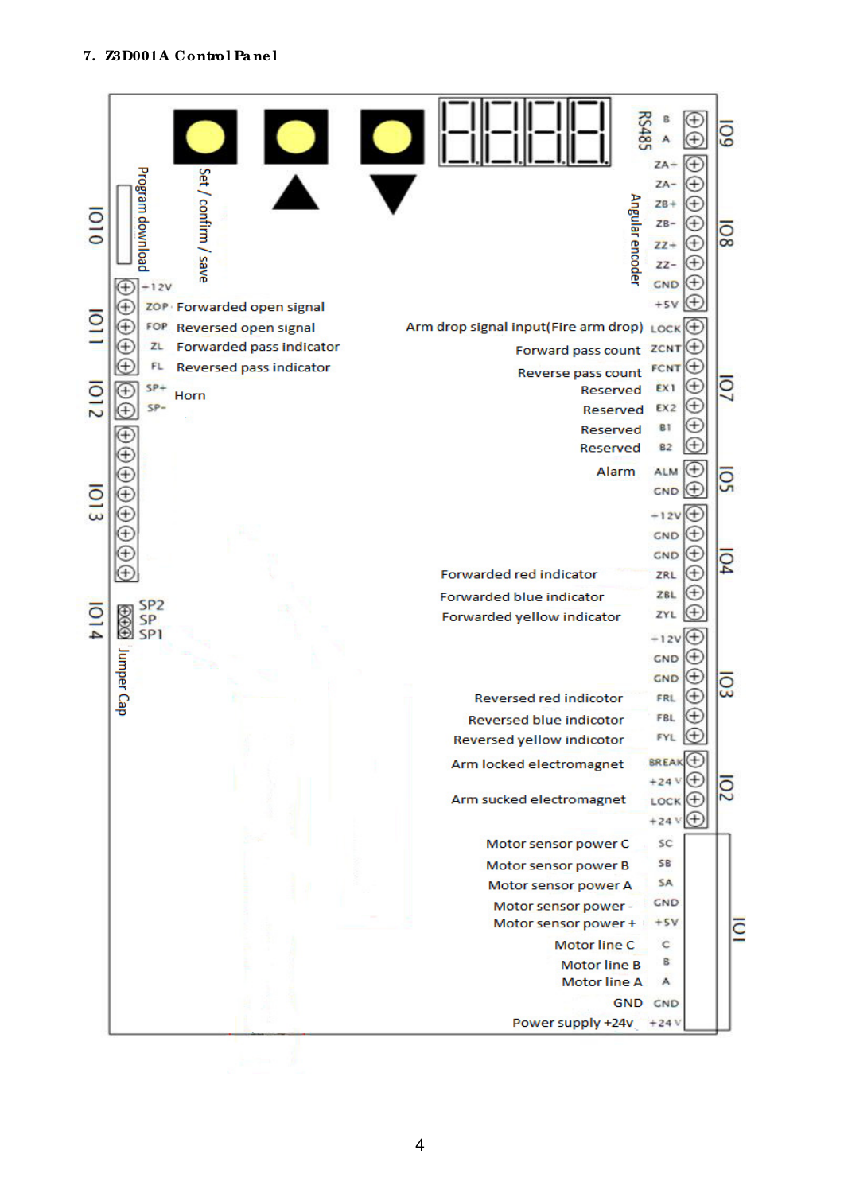## 7. Z3D001A Control Panel

**Buttons:** Set / confirm / save, ▲, ▼

**Program download** (IO10)

**IO11**

| Terminal | Function |
|---|---|
| -12V | |
| ZOP | Forwarded open signal |
| FOP | Reversed open signal |
| ZL | Forwarded pass indicator |
| FL | Reversed pass indicator |

**IO12**

| Terminal | Function |
|---|---|
| SP+ | Horn |
| SP- | |

**IO13**

**IO14** — Jumper Cap: SP2, SP, SP1

**IO9** — RS485

| Terminal | Function |
|---|---|
| B | |
| A | |

**IO8** — Angular encoder

| Terminal |
|---|
| ZA- |
| ZA- |
| ZB+ |
| ZB- |
| ZZ+ |
| ZZ- |
| GND |
| +5V |

**IO7**

| Terminal | Function |
|---|---|
| LOCK | Arm drop signal input(Fire arm drop) |
| ZCNT | Forward pass count |
| FCNT | Reverse pass count |
| EX1 | Reserved |
| EX2 | Reserved |
| B1 | Reserved |
| B2 | Reserved |

**IO5**

| Terminal | Function |
|---|---|
| ALM | Alarm |
| GND | |

**IO4**

| Terminal | Function |
|---|---|
| -12V | |
| GND | |
| GND | |
| ZRL | Forwarded red indicator |
| ZBL | Forwarded blue indicator |
| ZYL | Forwarded yellow indicator |

**IO3**

| Terminal | Function |
|---|---|
| -12V | |
| GND | |
| GND | |
| FRL | Reversed red indicotor |
| FBL | Reversed blue indicotor |
| FYL | Reversed yellow indicotor |

**IO2**

| Terminal | Function |
|---|---|
| BREAK | Arm locked electromagnet |
| +24V | |
| LOCK | Arm sucked electromagnet |
| +24V | |

**IO1**

| Terminal | Function |
|---|---|
| SC | Motor sensor power C |
| SB | Motor sensor power B |
| SA | Motor sensor power A |
| GND | Motor sensor power - |
| +5V | Motor sensor power + |
| C | Motor line C |
| B | Motor line B |
| A | Motor line A |
| GND | GND |
| +24V | Power supply +24v |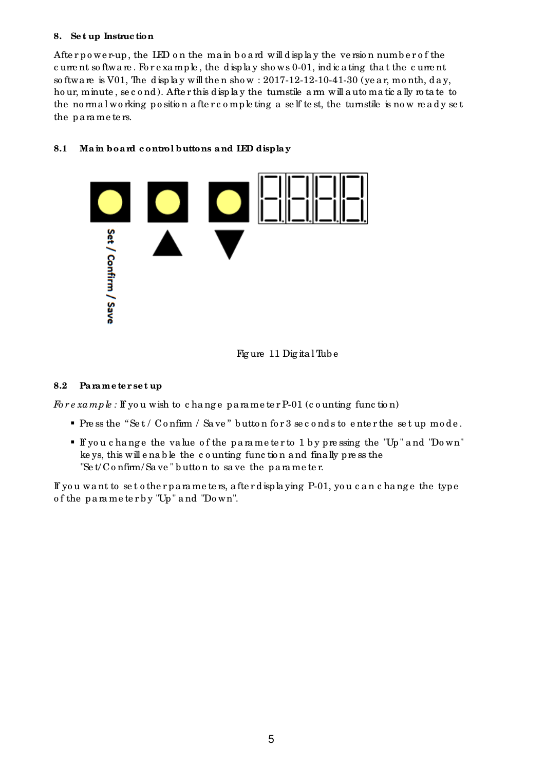## 8. Set up Instruction

After power-up, the LED on the main board will display the version number of the current software. For example, the display shows 0-01, indicating that the current software is V01, The display will then show : 2017-12-12-10-41-30 (year, month, day, hour, minute, second). After this display the turnstile arm will automatically rotate to the normal working position after completing a self test, the turnstile is now ready set the parameters.

### 8.1 Main board control buttons and LED display

Set / Confirm / Save

Figure 11 Digital Tube

### 8.2 Parameter set up

*For example :* If you wish to change parameter P-01 (counting function)

- Press the "Set / Confirm / Save" button for 3 seconds to enter the set up mode.
- If you change the value of the parameter to 1 by pressing the "Up" and "Down" keys, this will enable the counting function and finally press the "Set/Confirm/Save" button to save the parameter.

If you want to set other parameters, after displaying P-01, you can change the type of the parameter by "Up" and "Down".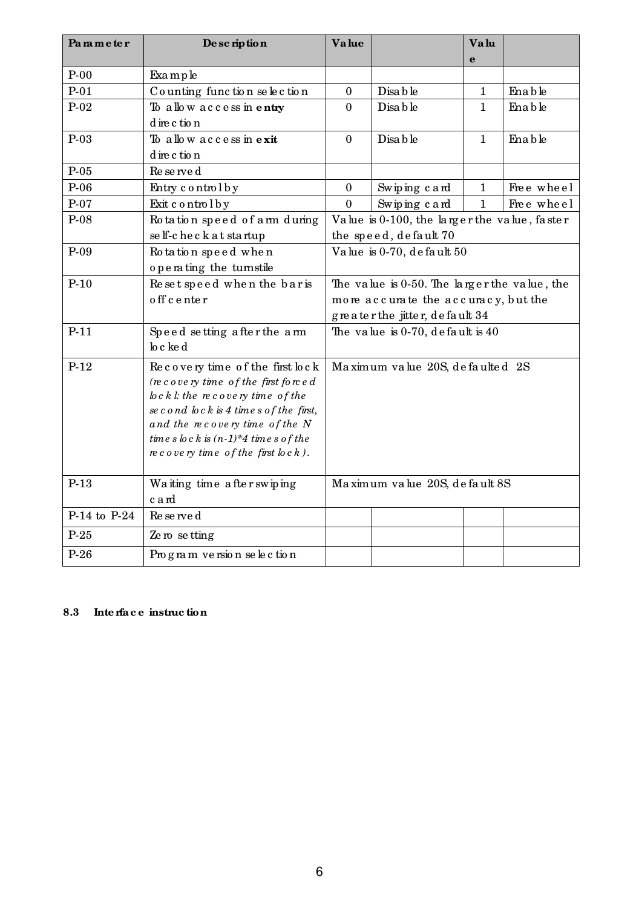| Parameter | Description | Value | | Value | |
|---|---|---|---|---|---|
| P-00 | Example | | | | |
| P-01 | Counting function selection | 0 | Disable | 1 | Enable |
| P-02 | To allow access in **entry** direction | 0 | Disable | 1 | Enable |
| P-03 | To allow access in **exit** direction | 0 | Disable | 1 | Enable |
| P-05 | Reserved | | | | |
| P-06 | Entry control by | 0 | Swiping card | 1 | Free wheel |
| P-07 | Exit control by | 0 | Swiping card | 1 | Free wheel |
| P-08 | Rotation speed of arm during self-check at startup | Value is 0-100, the larger the value, faster the speed, default 70 | | | |
| P-09 | Rotation speed when operating the turnstile | Value is 0-70, default 50 | | | |
| P-10 | Reset speed when the bar is off center | The value is 0-50. The larger the value, the more accurate the accuracy, but the greater the jitter, default 34 | | | |
| P-11 | Speed setting after the arm locked | The value is 0-70, default is 40 | | | |
| P-12 | Recovery time of the first lock *(recovery time of the first forced lock l: the recovery time of the second lock is 4 times of the first, and the recovery time of the N times lock is (n-1)\*4 times of the recovery time of the first lock).* | Maximum value 20S, defaulted 2S | | | |
| P-13 | Waiting time after swiping card | Maximum value 20S, default 8S | | | |
| P-14 to P-24 | Reserved | | | | |
| P-25 | Zero setting | | | | |
| P-26 | Program version selection | | | | |

### 8.3 Interface instruction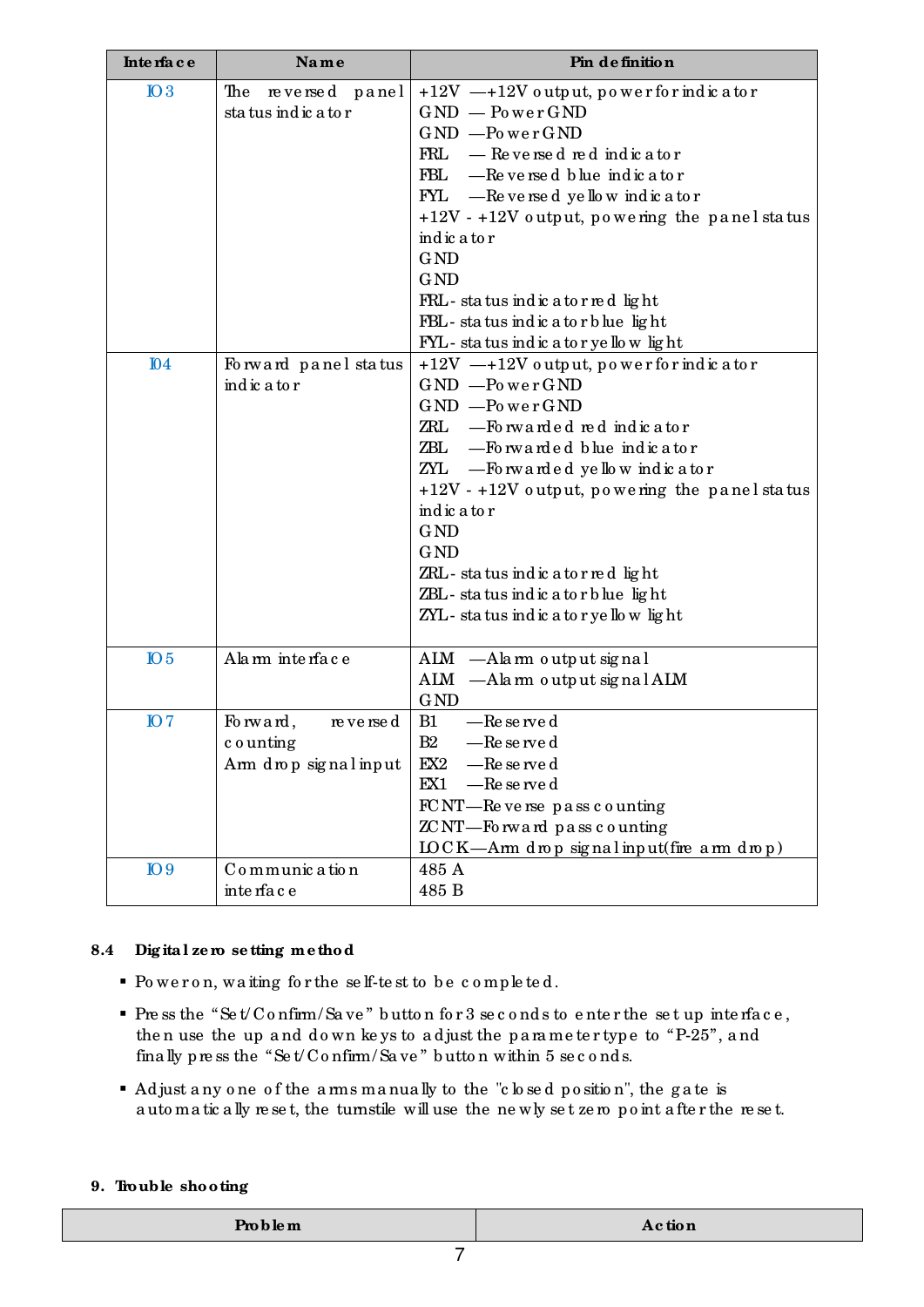| Interface | Name | Pin definition |
|---|---|---|
| IO3 | The reversed panel status indicator | +12V —+12V output, power for indicator<br>GND — Power GND<br>GND —Power GND<br>FRL — Reversed red indicator<br>FBL —Reversed blue indicator<br>FYL —Reversed yellow indicator<br>+12V - +12V output, powering the panel status indicator<br>GND<br>GND<br>FRL- status indicator red light<br>FBL- status indicator blue light<br>FYL- status indicator yellow light |
| I04 | Forward panel status indicator | +12V —+12V output, power for indicator<br>GND —Power GND<br>GND —Power GND<br>ZRL —Forwarded red indicator<br>ZBL —Forwarded blue indicator<br>ZYL —Forwarded yellow indicator<br>+12V - +12V output, powering the panel status indicator<br>GND<br>GND<br>ZRL- status indicator red light<br>ZBL- status indicator blue light<br>ZYL- status indicator yellow light |
| IO5 | Alarm interface | ALM —Alarm output signal<br>ALM —Alarm output signal ALM<br>GND |
| IO7 | Forward, reversed counting<br>Arm drop signal input | B1 —Reserved<br>B2 —Reserved<br>EX2 —Reserved<br>EX1 —Reserved<br>FCNT—Reverse pass counting<br>ZCNT—Forward pass counting<br>LOCK—Arm drop signal input(fire arm drop) |
| IO9 | Communication interface | 485 A<br>485 B |

### 8.4 Digital zero setting method

- Power on, waiting for the self-test to be completed.
- Press the “Set/Confirm/Save” button for 3 seconds to enter the set up interface, then use the up and down keys to adjust the parameter type to “P-25”, and finally press the “Set/Confirm/Save” button within 5 seconds.
- Adjust any one of the arms manually to the "closed position", the gate is automatically reset, the turnstile will use the newly set zero point after the reset.

## 9. Trouble shooting

| Problem | Action |
|---|---|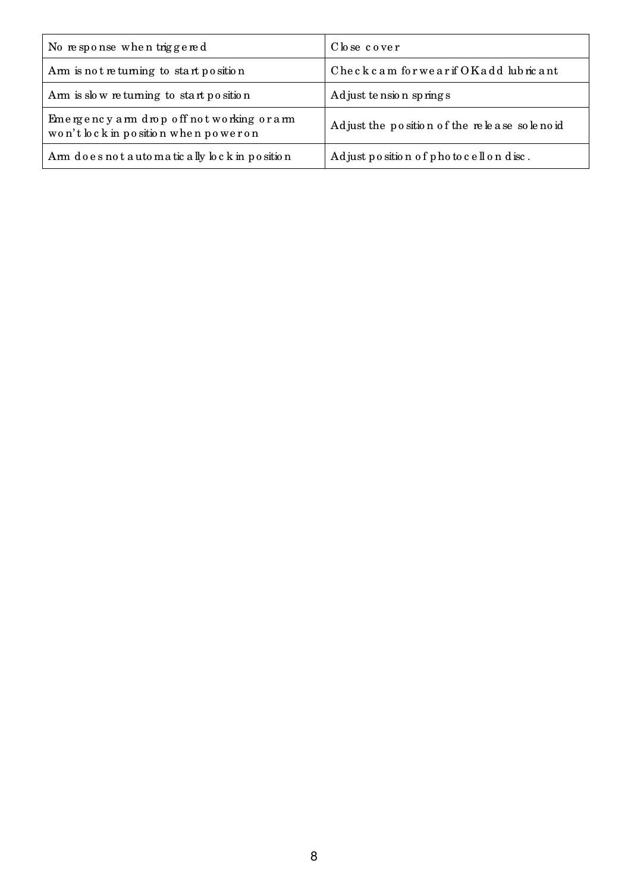| No response when triggered | Close cover |
|---|---|
| Arm is not returning to start position | Check cam for wear if OK add lubricant |
| Arm is slow returning to start position | Adjust tension springs |
| Emergency arm drop off not working or arm won't lock in position when power on | Adjust the position of the release solenoid |
| Arm does not automatically lock in position | Adjust position of photocell on disc. |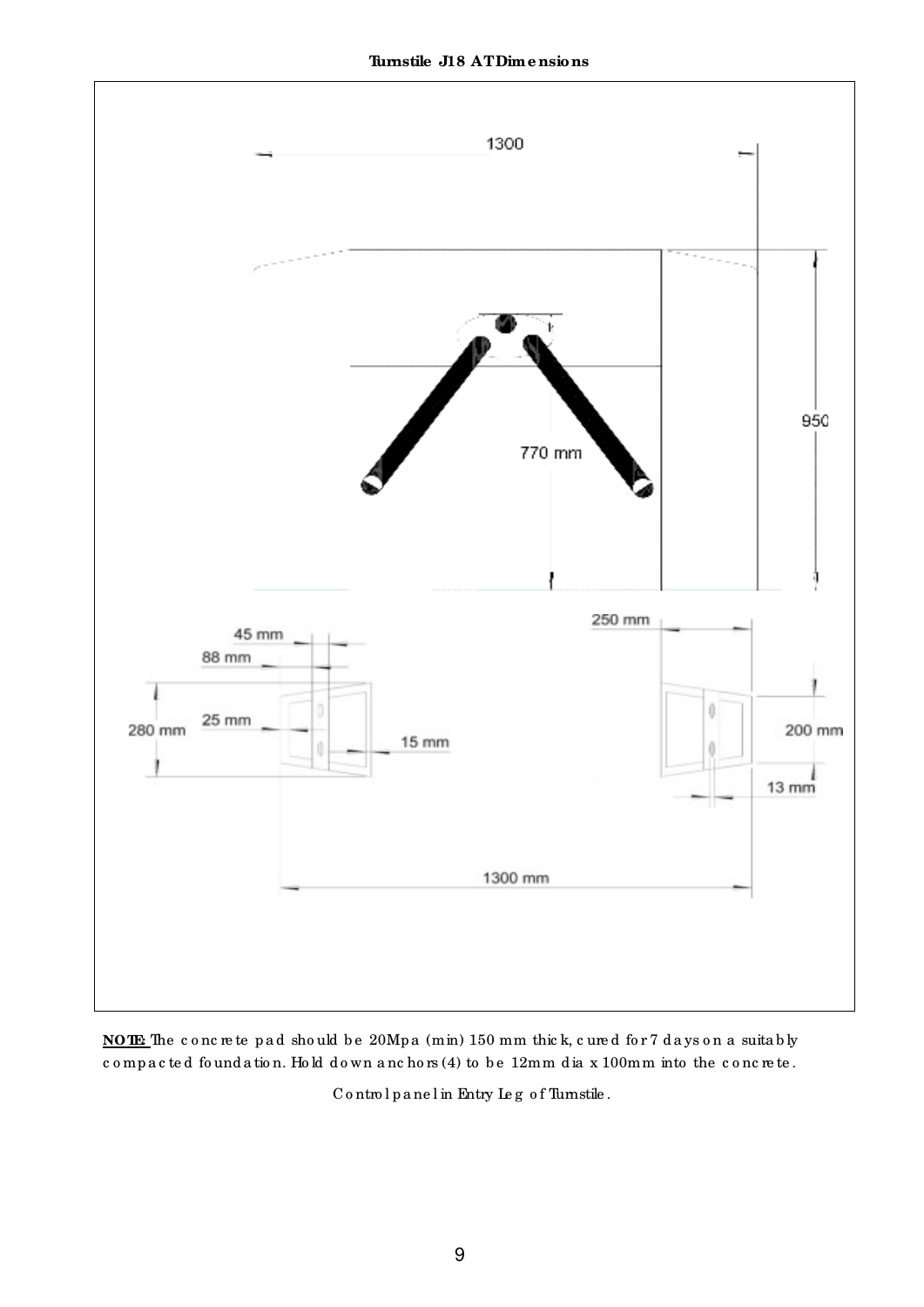**Turnstile J18 AT Dimensions**

1300

950

770 mm

45 mm

88 mm

250 mm

280 mm

25 mm

15 mm

200 mm

13 mm

1300 mm

**NOTE:** The concrete pad should be 20Mpa (min) 150 mm thick, cured for 7 days on a suitably compacted foundation. Hold down anchors (4) to be 12mm dia x 100mm into the concrete.

Control panel in Entry Leg of Turnstile.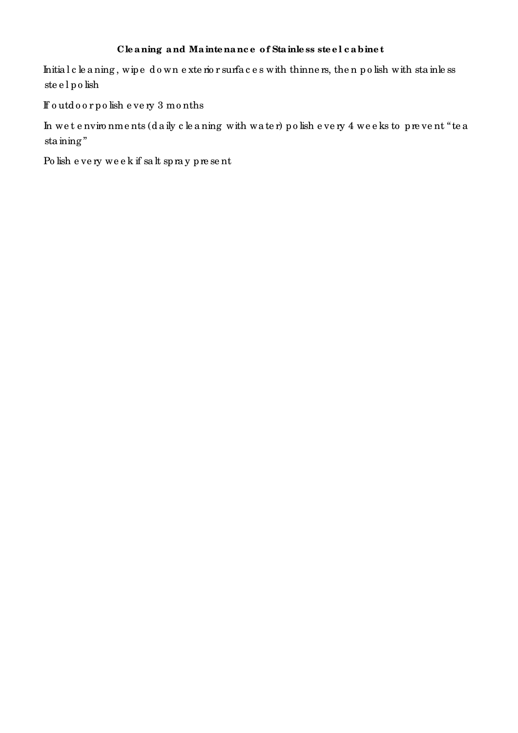**Cleaning and Maintenance of Stainless steel cabinet**

Initial cleaning, wipe down exterior surfaces with thinners, then polish with stainless steel polish

If outdoor polish every 3 months

In wet environments (daily cleaning with water) polish every 4 weeks to prevent "tea staining"

Polish every week if salt spray present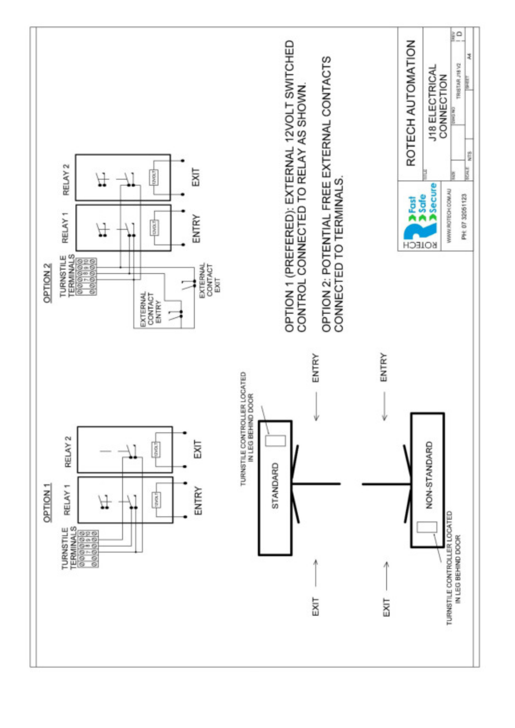OPTION 1

TURNSTILE TERMINALS

7 8 9 10

RELAY 1

RELAY 2

12VOLT

ENTRY

EXIT

OPTION 2

TURNSTILE TERMINALS

7 8 9 10

RELAY 1

RELAY 2

12VOLT

ENTRY

EXIT

EXTERNAL CONTACT ENTRY

EXTERNAL CONTACT EXIT

TURNSTILE CONTROLLER LOCATED IN LEG BEHIND DOOR

STANDARD

NON-STANDARD

ENTRY

EXIT

OPTION 1 (PREFERED): EXTERNAL 12VOLT SWITCHED CONTROL CONNECTED TO RELAY AS SHOWN.

OPTION 2: POTENTIAL FREE EXTERNAL CONTACTS CONNECTED TO TERMINALS.

ROTECH Fast Safe Secure

WWW.ROTECH.COM.AU

PH: 07 32051123

ROTECH AUTOMATION

TITLE: J18 ELECTRICAL CONNECTION

SIZE: A4

DWG NO: TRISTAR J18 V2

REV: D

SCALE: NTS

SHEET